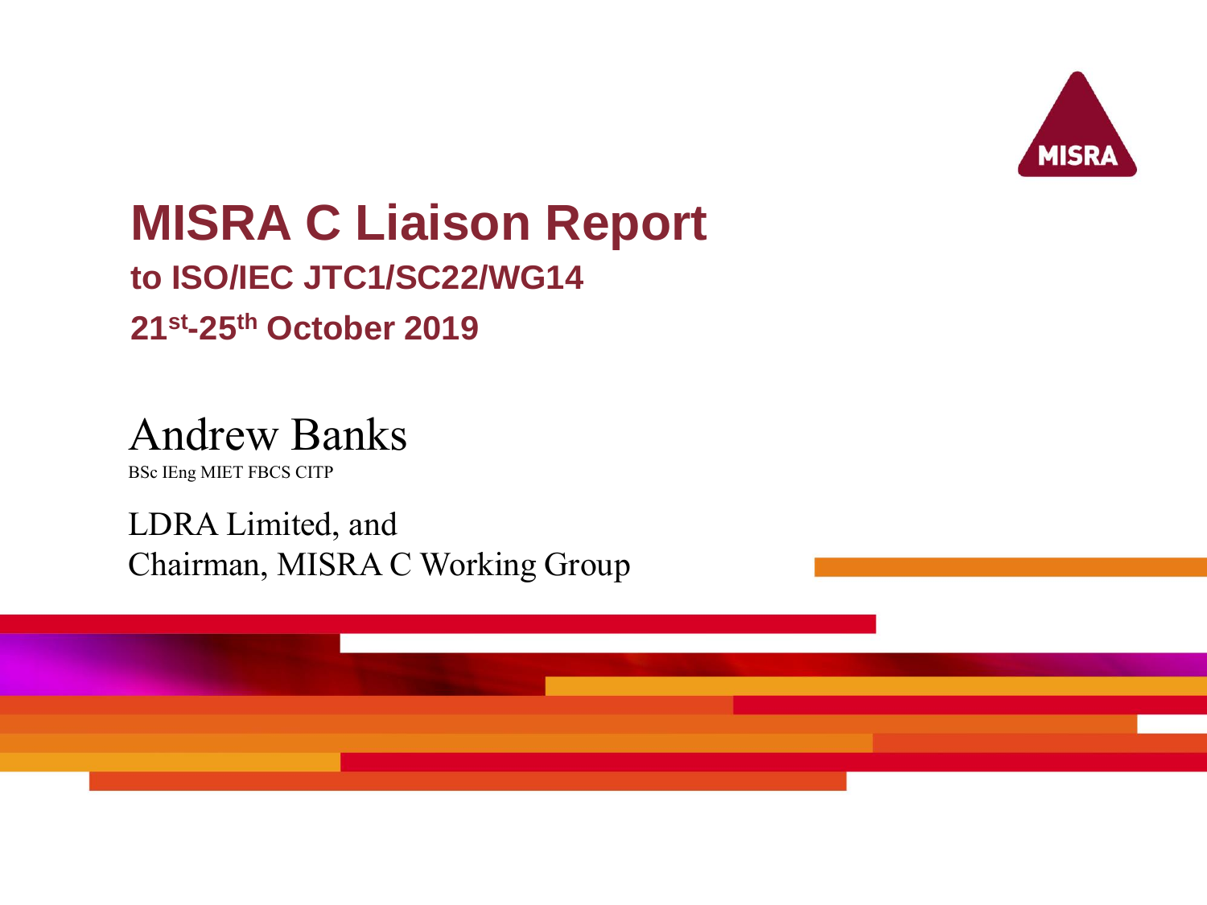MISRA

# MISRA C Liaison Report

## to ISO/IEC JTC1/SC22/WG14

## 21st-25th October 2019

Andrew Banks

BSc IEng MIET FBCS CITP

LDRA Limited, and
Chairman, MISRA C Working Group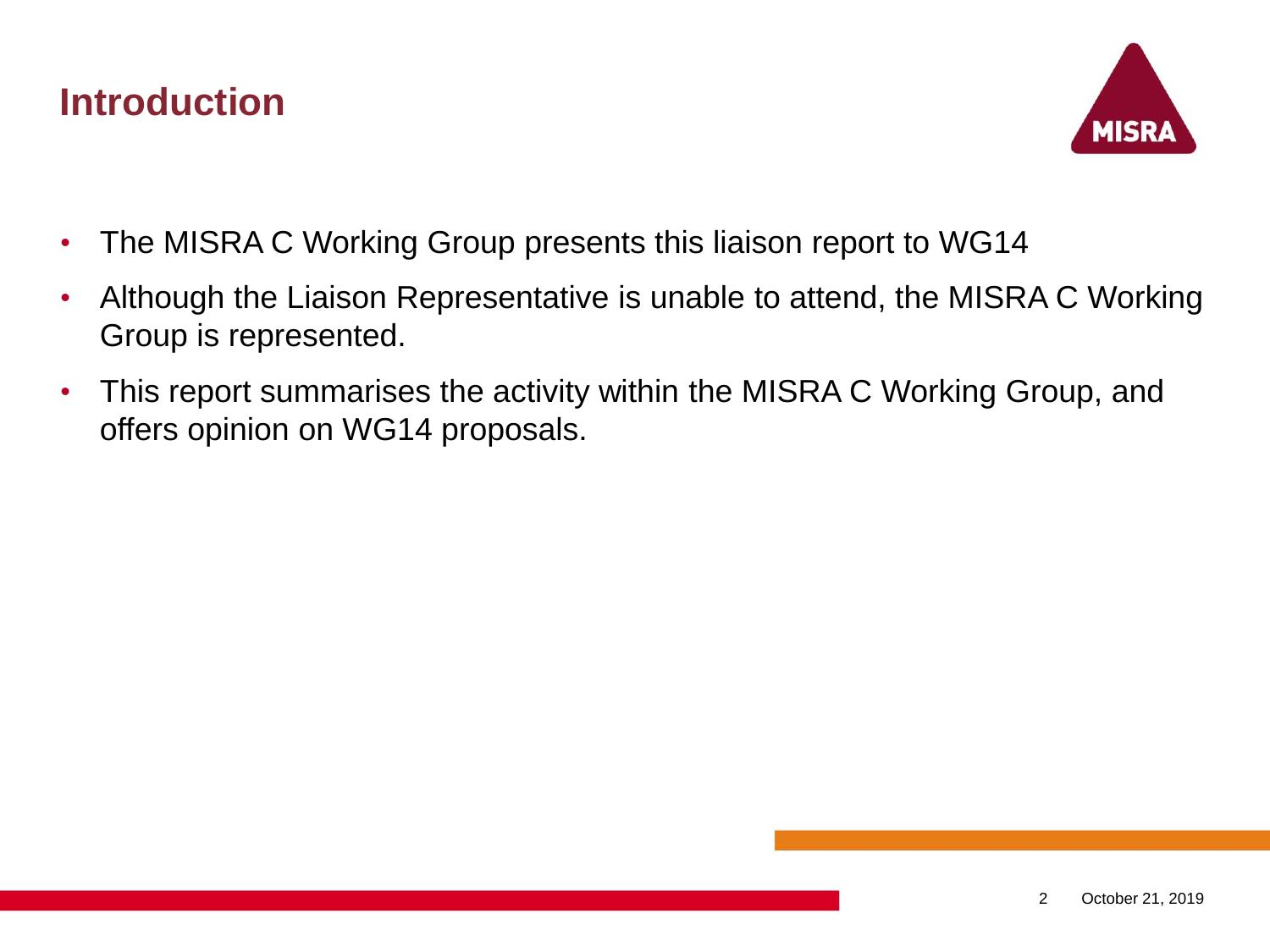# Introduction

- The MISRA C Working Group presents this liaison report to WG14
- Although the Liaison Representative is unable to attend, the MISRA C Working Group is represented.
- This report summarises the activity within the MISRA C Working Group, and offers opinion on WG14 proposals.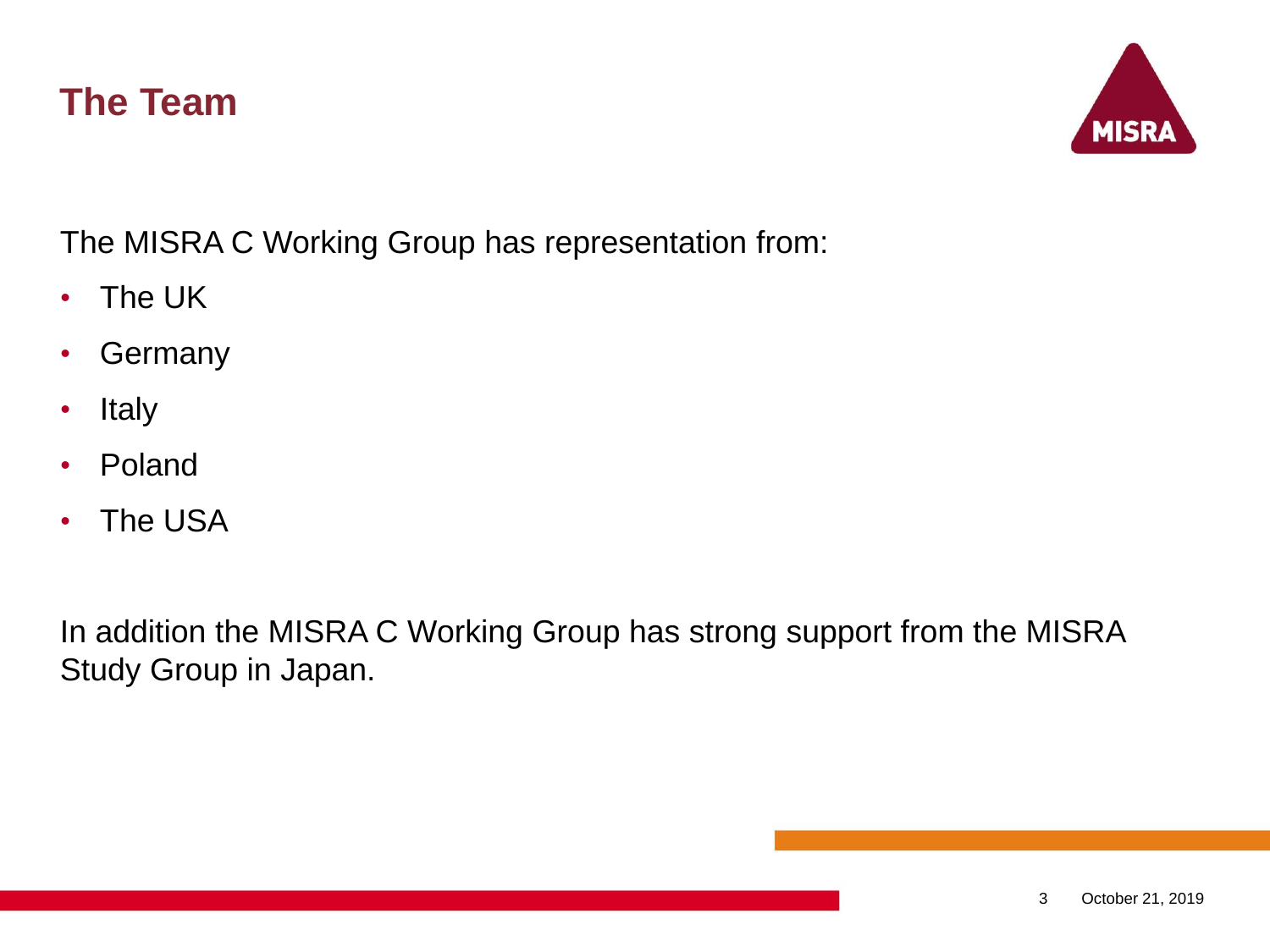# The Team

The MISRA C Working Group has representation from:

- The UK
- Germany
- Italy
- Poland
- The USA

In addition the MISRA C Working Group has strong support from the MISRA Study Group in Japan.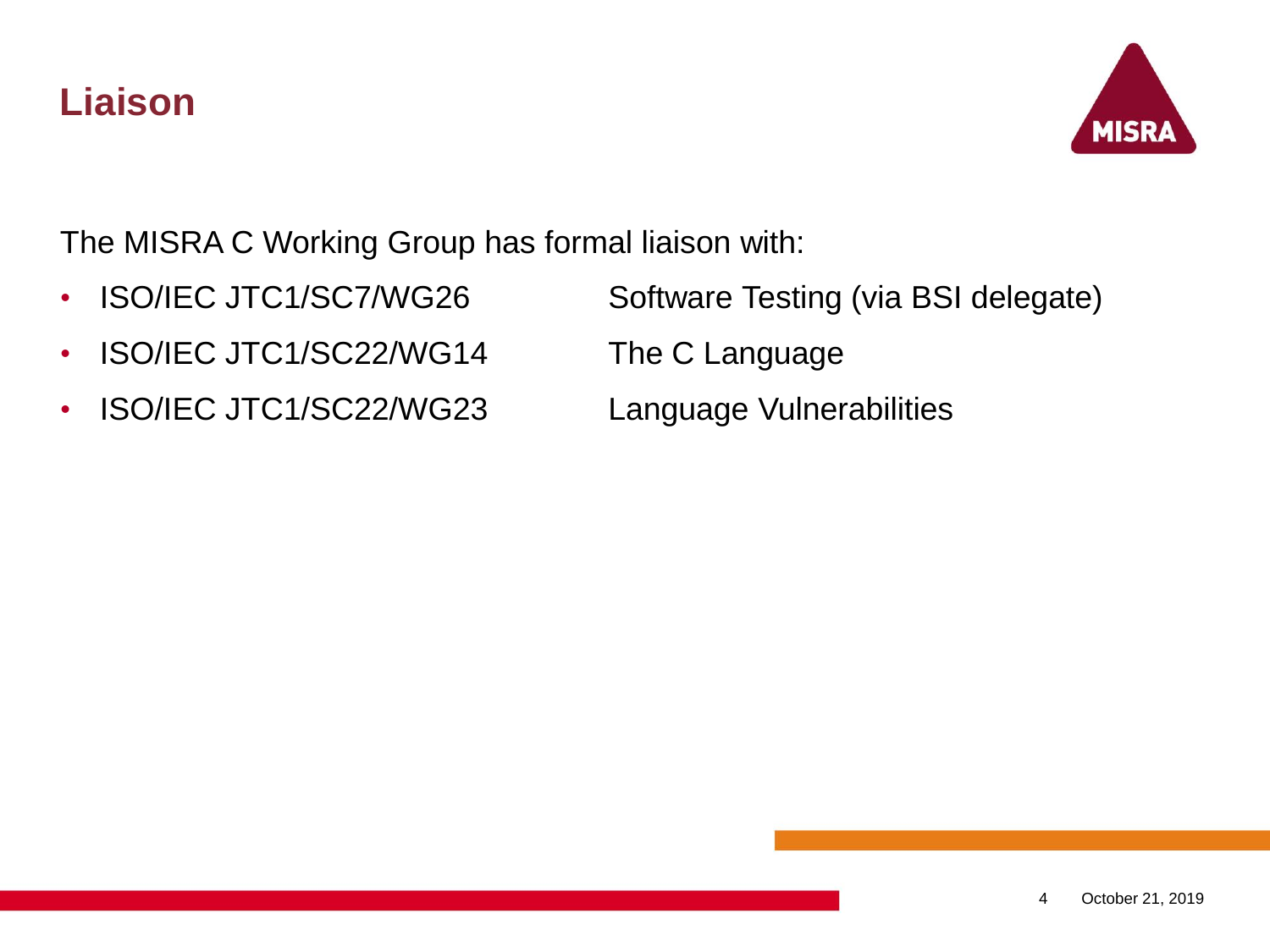# Liaison

The MISRA C Working Group has formal liaison with:

- ISO/IEC JTC1/SC7/WG26 — Software Testing (via BSI delegate)
- ISO/IEC JTC1/SC22/WG14 — The C Language
- ISO/IEC JTC1/SC22/WG23 — Language Vulnerabilities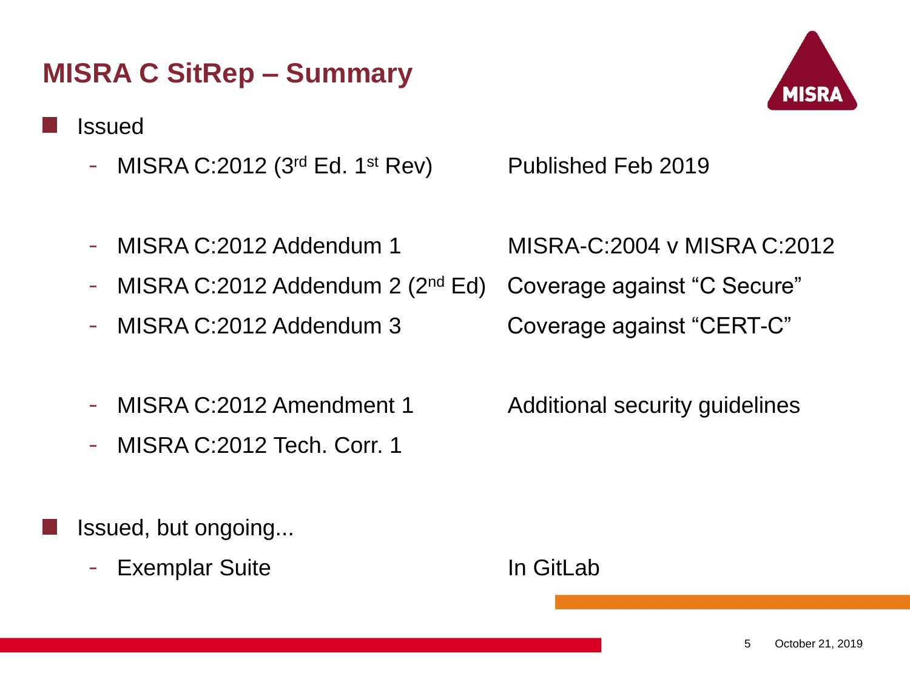# MISRA C SitRep – Summary

- Issued
  - MISRA C:2012 (3rd Ed. 1st Rev) — Published Feb 2019
  - MISRA C:2012 Addendum 1 — MISRA-C:2004 v MISRA C:2012
  - MISRA C:2012 Addendum 2 (2nd Ed) — Coverage against "C Secure"
  - MISRA C:2012 Addendum 3 — Coverage against "CERT-C"
  - MISRA C:2012 Amendment 1 — Additional security guidelines
  - MISRA C:2012 Tech. Corr. 1
- Issued, but ongoing...
  - Exemplar Suite — In GitLab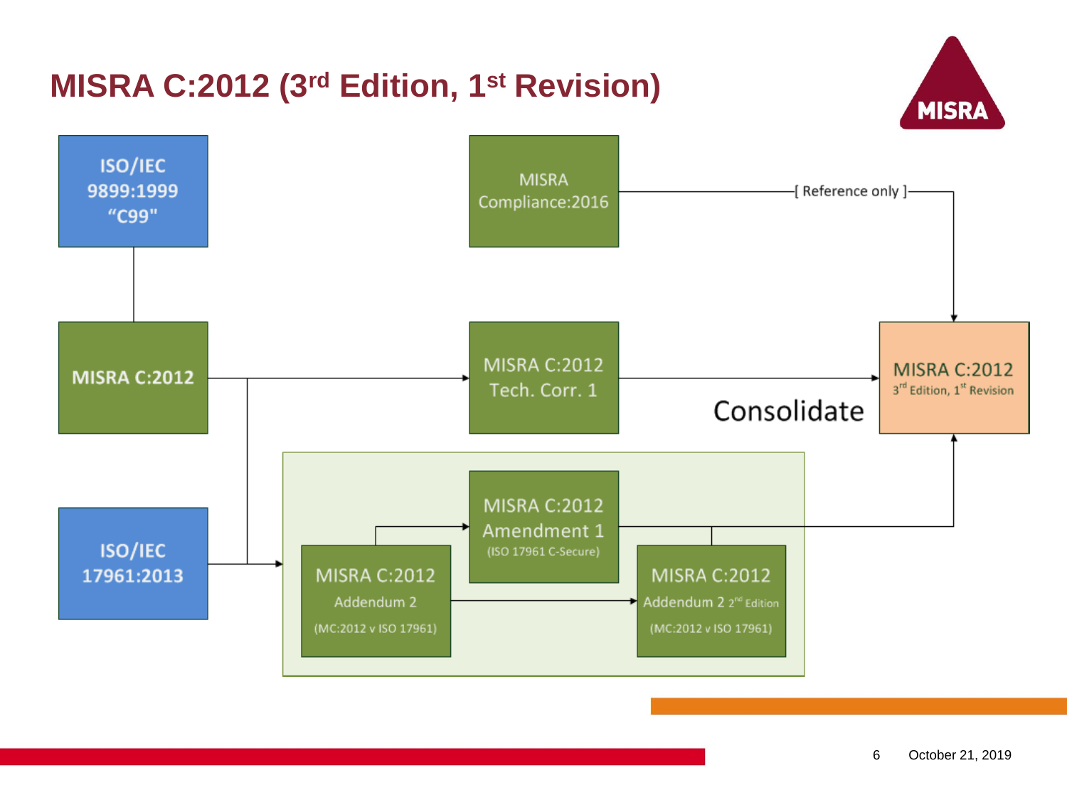# MISRA C:2012 (3rd Edition, 1st Revision)

- ISO/IEC 9899:1999 "C99"
- MISRA Compliance:2016
- MISRA C:2012
- MISRA C:2012 Tech. Corr. 1
- ISO/IEC 17961:2013
- MISRA C:2012 Amendment 1 (ISO 17961 C-Secure)
- MISRA C:2012 Addendum 2 (MC:2012 v ISO 17961)
- MISRA C:2012 Addendum 2 2nd Edition (MC:2012 v ISO 17961)
- [ Reference only ]
- Consolidate
- MISRA C:2012 3rd Edition, 1st Revision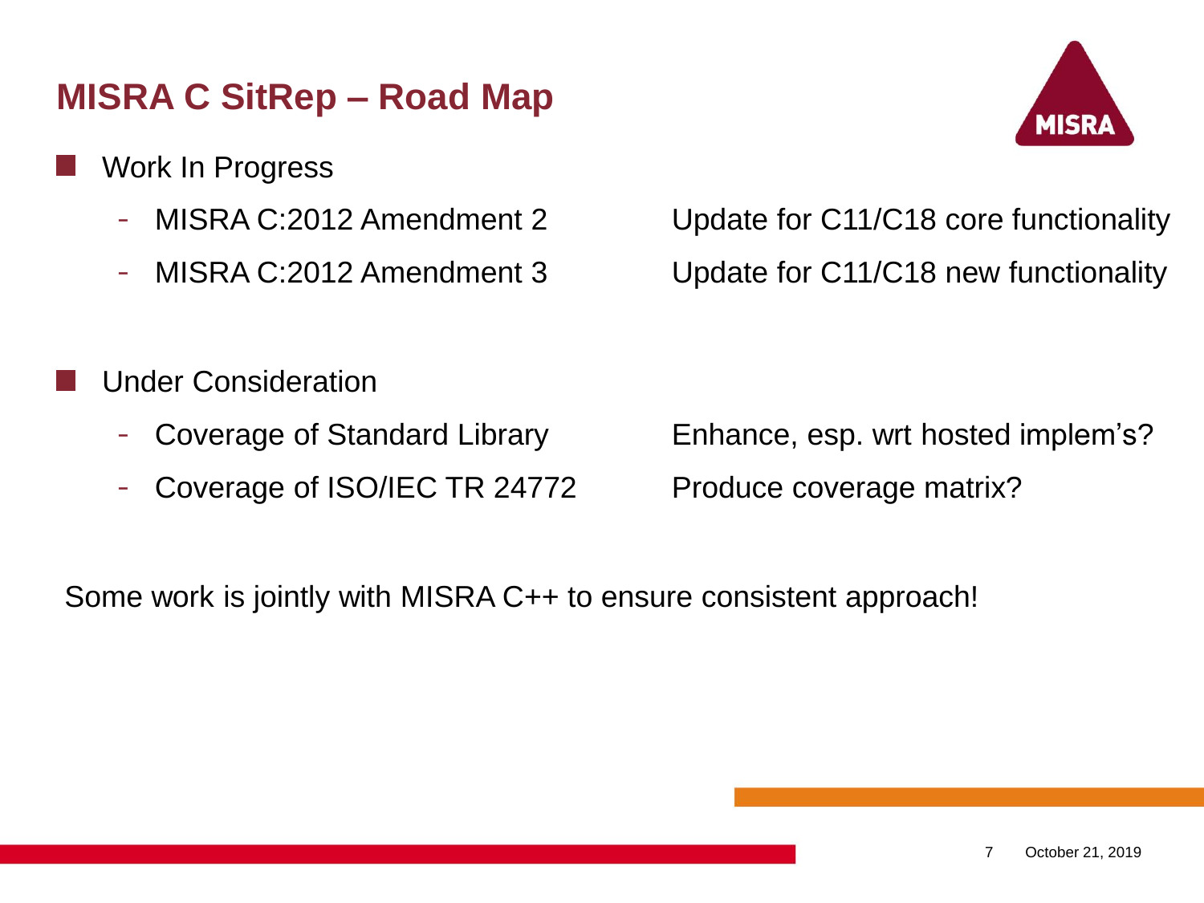# MISRA C SitRep – Road Map

- Work In Progress
  - MISRA C:2012 Amendment 2 — Update for C11/C18 core functionality
  - MISRA C:2012 Amendment 3 — Update for C11/C18 new functionality

- Under Consideration
  - Coverage of Standard Library — Enhance, esp. wrt hosted implem's?
  - Coverage of ISO/IEC TR 24772 — Produce coverage matrix?

Some work is jointly with MISRA C++ to ensure consistent approach!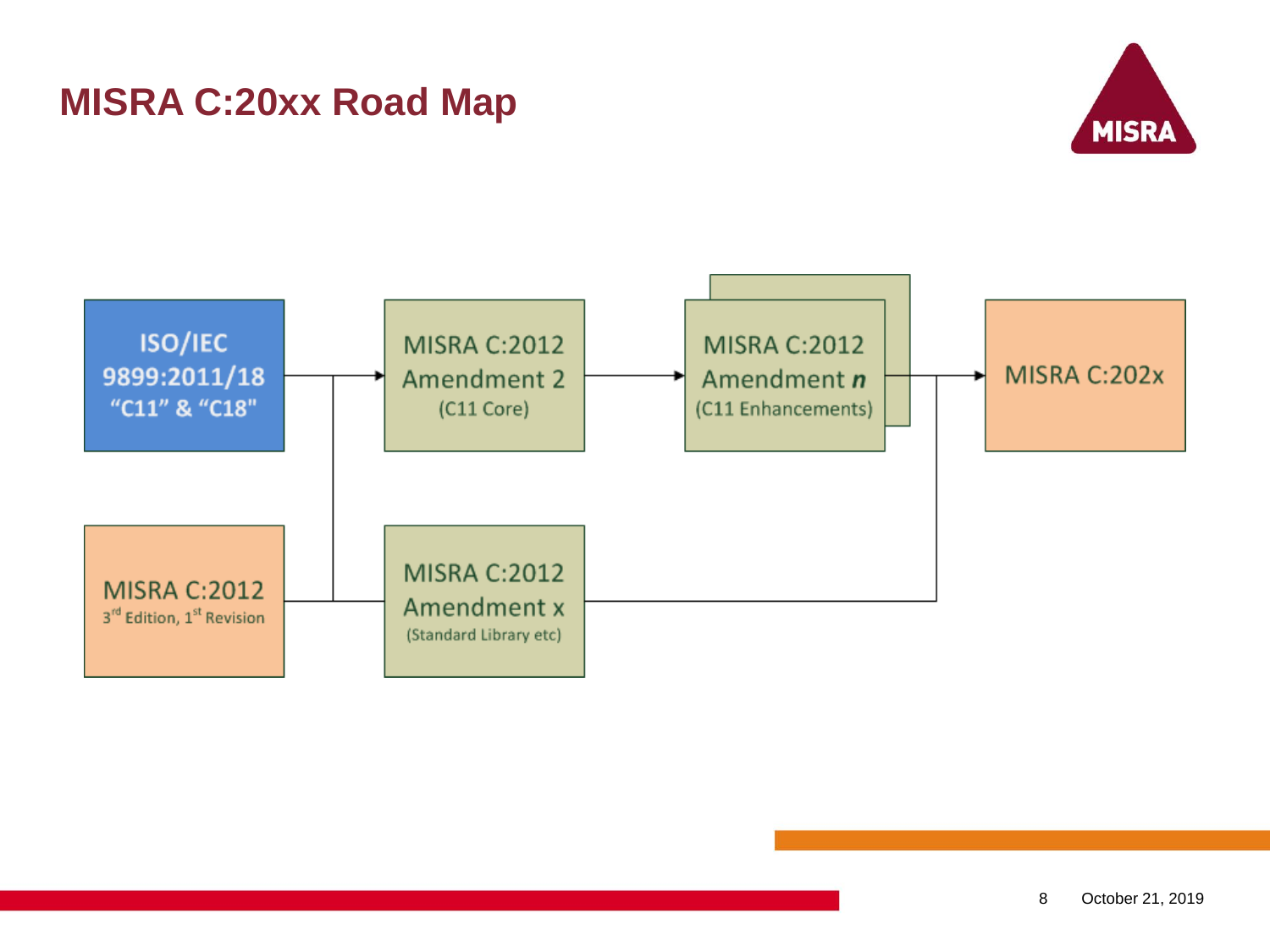# MISRA C:20xx Road Map

ISO/IEC 9899:2011/18 "C11" & "C18"

MISRA C:2012 Amendment 2 (C11 Core)

MISRA C:2012 Amendment *n* (C11 Enhancements)

MISRA C:202x

MISRA C:2012 3rd Edition, 1st Revision

MISRA C:2012 Amendment x (Standard Library etc)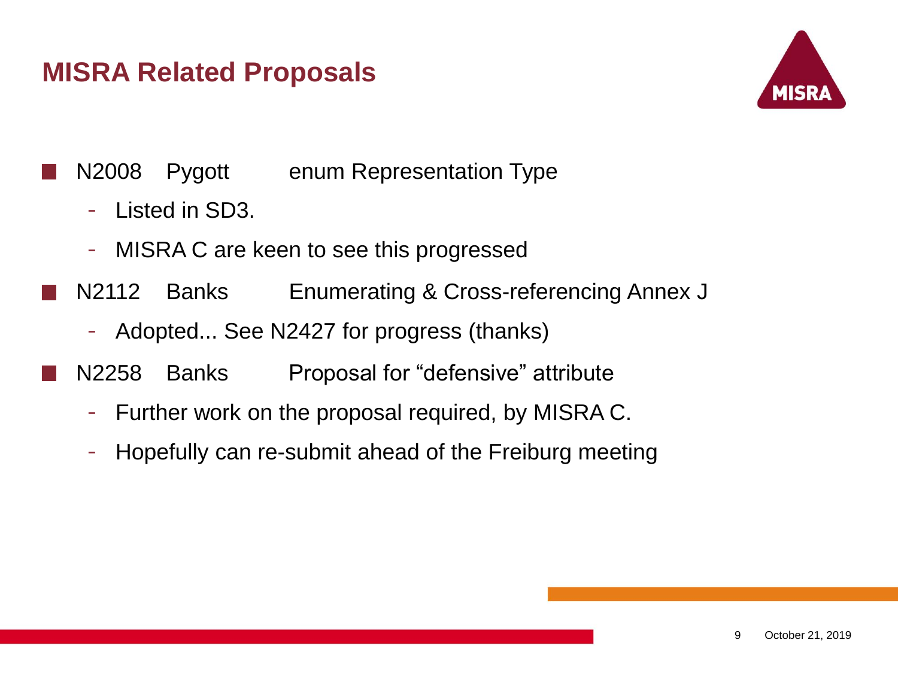# MISRA Related Proposals

- N2008 Pygott enum Representation Type
  - Listed in SD3.
  - MISRA C are keen to see this progressed
- N2112 Banks Enumerating & Cross-referencing Annex J
  - Adopted... See N2427 for progress (thanks)
- N2258 Banks Proposal for “defensive” attribute
  - Further work on the proposal required, by MISRA C.
  - Hopefully can re-submit ahead of the Freiburg meeting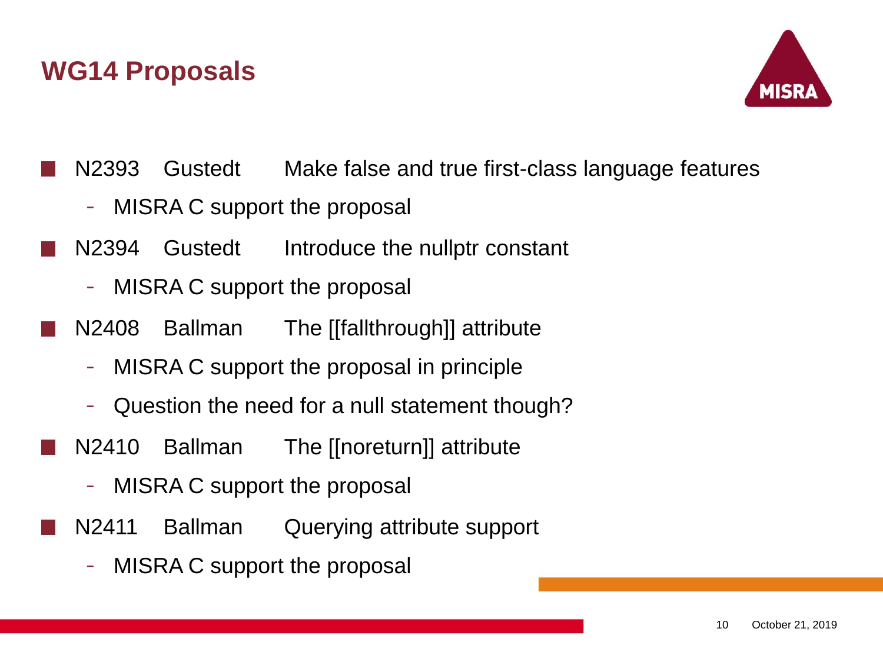## WG14 Proposals

- N2393 Gustedt Make false and true first-class language features
  - MISRA C support the proposal
- N2394 Gustedt Introduce the nullptr constant
  - MISRA C support the proposal
- N2408 Ballman The [[fallthrough]] attribute
  - MISRA C support the proposal in principle
  - Question the need for a null statement though?
- N2410 Ballman The [[noreturn]] attribute
  - MISRA C support the proposal
- N2411 Ballman Querying attribute support
  - MISRA C support the proposal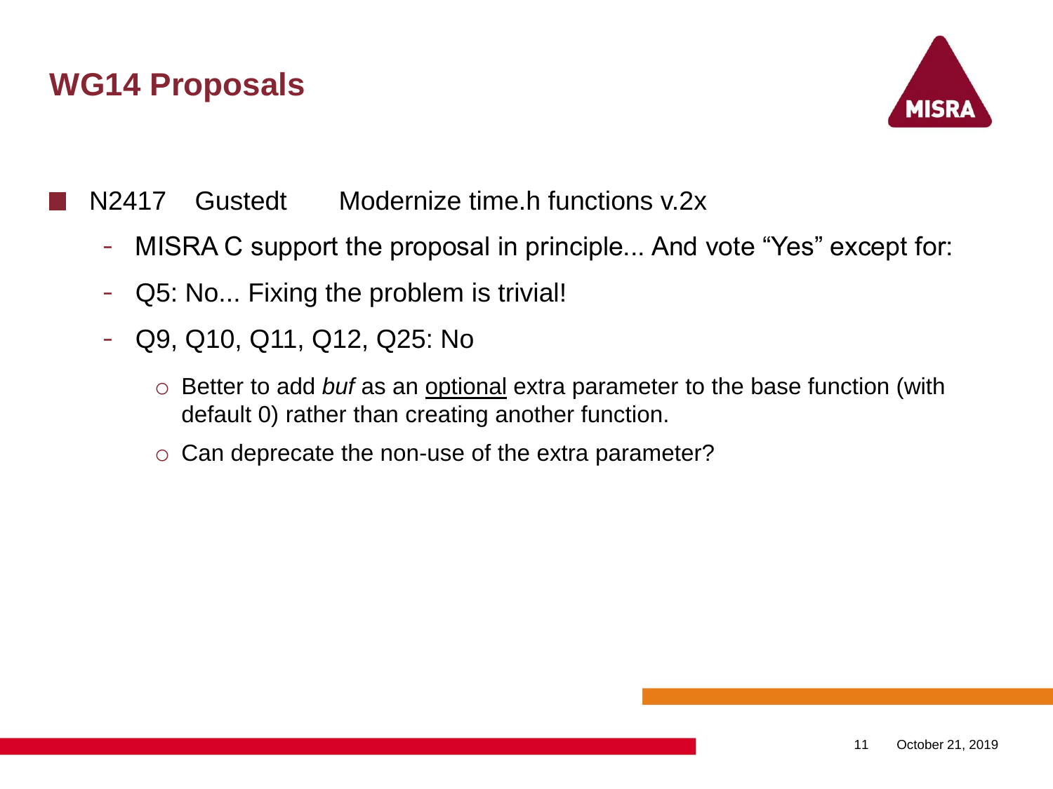## WG14 Proposals

- N2417 Gustedt Modernize time.h functions v.2x
  - MISRA C support the proposal in principle... And vote “Yes” except for:
  - Q5: No... Fixing the problem is trivial!
  - Q9, Q10, Q11, Q12, Q25: No
    - Better to add *buf* as an <u>optional</u> extra parameter to the base function (with default 0) rather than creating another function.
    - Can deprecate the non-use of the extra parameter?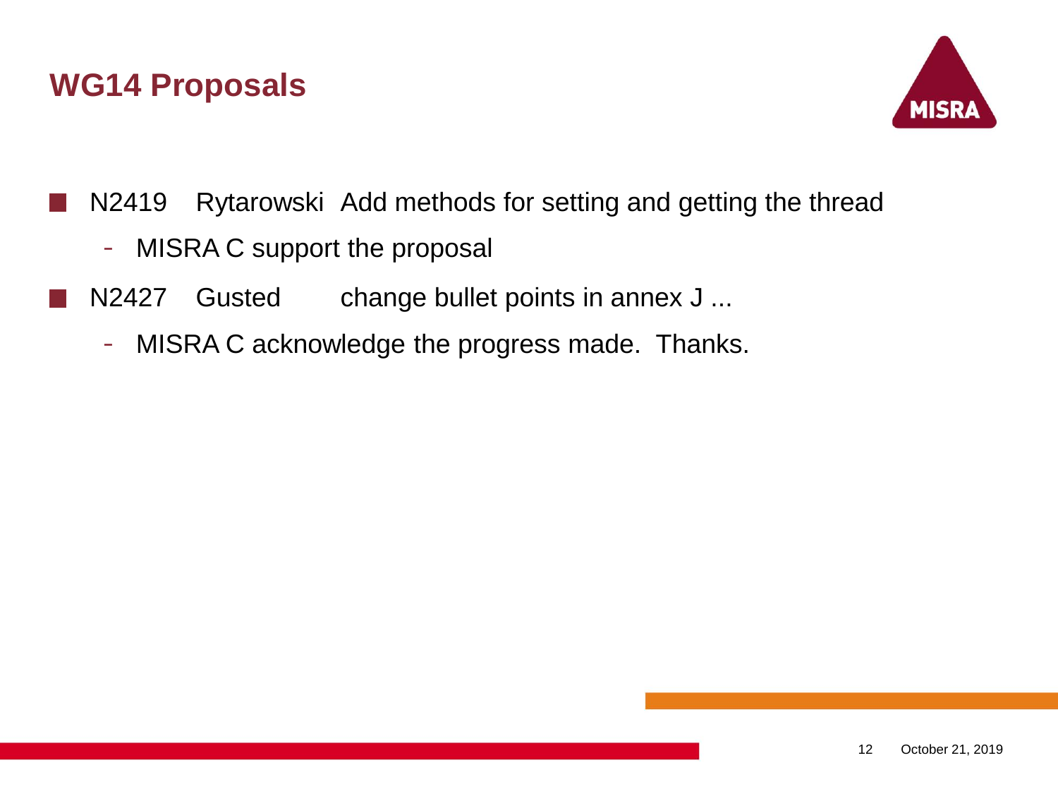# WG14 Proposals

- N2419 Rytarowski Add methods for setting and getting the thread
  - MISRA C support the proposal
- N2427 Gusted change bullet points in annex J ...
  - MISRA C acknowledge the progress made. Thanks.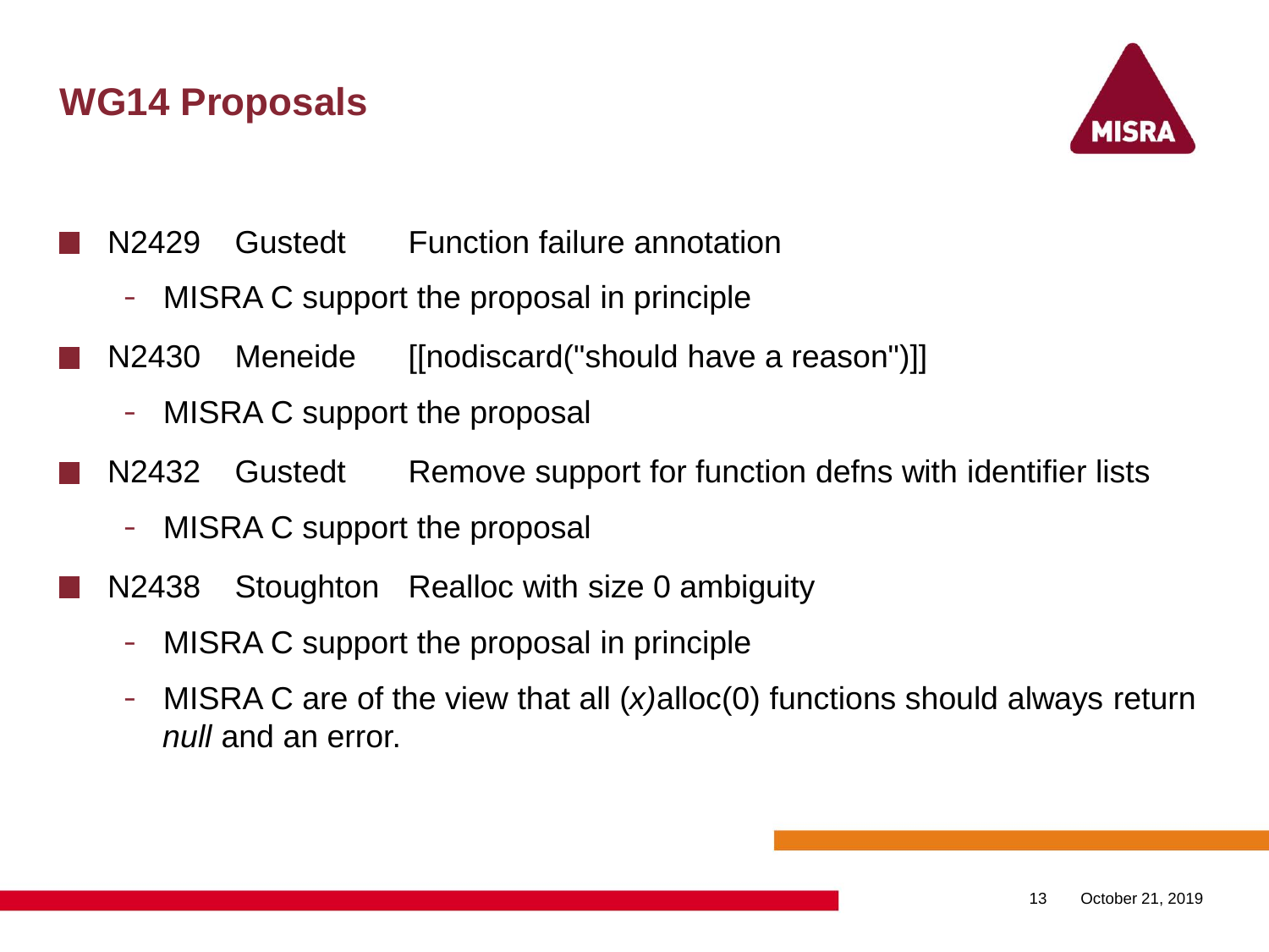# WG14 Proposals

- N2429 Gustedt Function failure annotation
  - MISRA C support the proposal in principle
- N2430 Meneide [[nodiscard("should have a reason")]]
  - MISRA C support the proposal
- N2432 Gustedt Remove support for function defns with identifier lists
  - MISRA C support the proposal
- N2438 Stoughton Realloc with size 0 ambiguity
  - MISRA C support the proposal in principle
  - MISRA C are of the view that all (*x)*alloc(0) functions should always return *null* and an error.